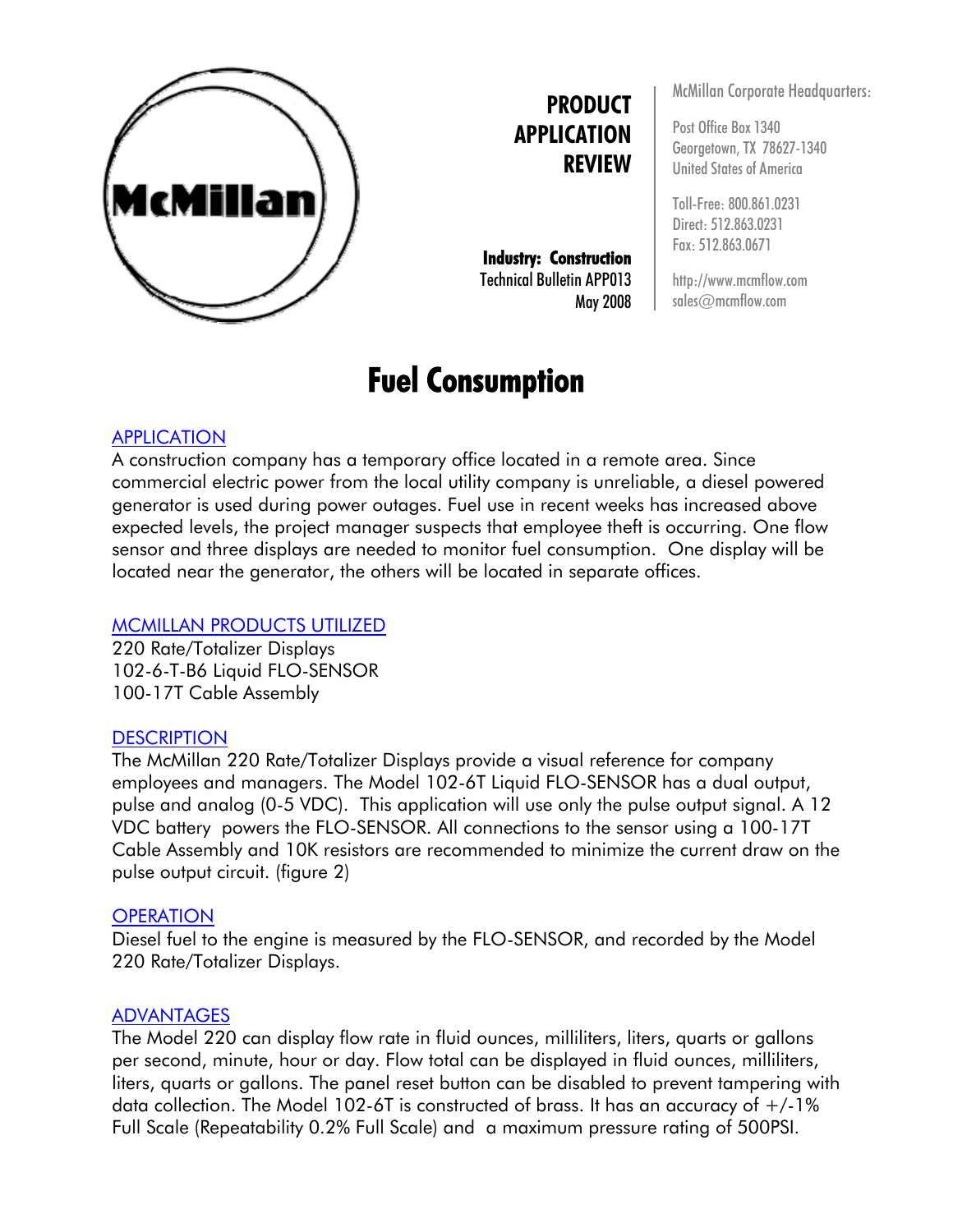McMillan

**PRODUCT APPLICATION REVIEW**

**Industry: Construction**
Technical Bulletin APP013
May 2008

McMillan Corporate Headquarters:

Post Office Box 1340
Georgetown, TX 78627-1340
United States of America

Toll-Free: 800.861.0231
Direct: 512.863.0231
Fax: 512.863.0671

http://www.mcmflow.com
sales@mcmflow.com

# Fuel Consumption

## APPLICATION

A construction company has a temporary office located in a remote area. Since commercial electric power from the local utility company is unreliable, a diesel powered generator is used during power outages. Fuel use in recent weeks has increased above expected levels, the project manager suspects that employee theft is occurring. One flow sensor and three displays are needed to monitor fuel consumption. One display will be located near the generator, the others will be located in separate offices.

## MCMILLAN PRODUCTS UTILIZED

220 Rate/Totalizer Displays
102-6-T-B6 Liquid FLO-SENSOR
100-17T Cable Assembly

## DESCRIPTION

The McMillan 220 Rate/Totalizer Displays provide a visual reference for company employees and managers. The Model 102-6T Liquid FLO-SENSOR has a dual output, pulse and analog (0-5 VDC). This application will use only the pulse output signal. A 12 VDC battery powers the FLO-SENSOR. All connections to the sensor using a 100-17T Cable Assembly and 10K resistors are recommended to minimize the current draw on the pulse output circuit. (figure 2)

## OPERATION

Diesel fuel to the engine is measured by the FLO-SENSOR, and recorded by the Model 220 Rate/Totalizer Displays.

## ADVANTAGES

The Model 220 can display flow rate in fluid ounces, milliliters, liters, quarts or gallons per second, minute, hour or day. Flow total can be displayed in fluid ounces, milliliters, liters, quarts or gallons. The panel reset button can be disabled to prevent tampering with data collection. The Model 102-6T is constructed of brass. It has an accuracy of +/-1% Full Scale (Repeatability 0.2% Full Scale) and a maximum pressure rating of 500PSI.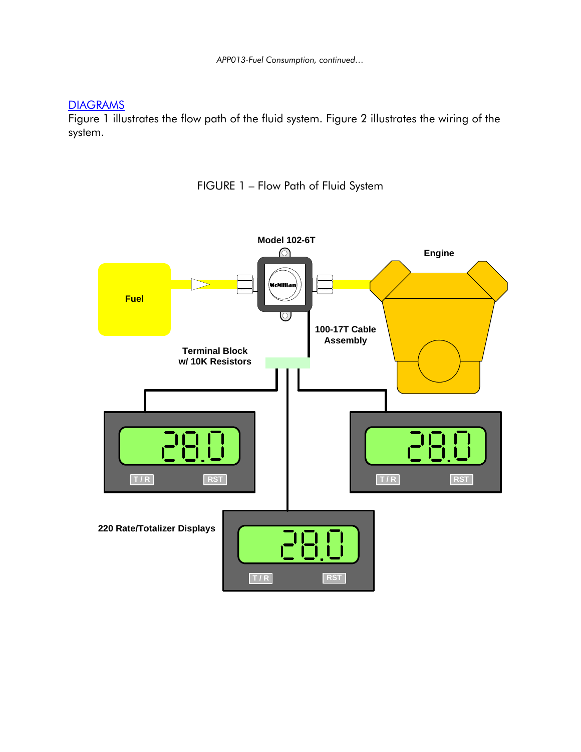## DIAGRAMS

Figure 1 illustrates the flow path of the fluid system. Figure 2 illustrates the wiring of the system.

FIGURE 1 – Flow Path of Fluid System

Model 102-6T

Engine

Fuel

100-17T Cable Assembly

Terminal Block w/ 10K Resistors

220 Rate/Totalizer Displays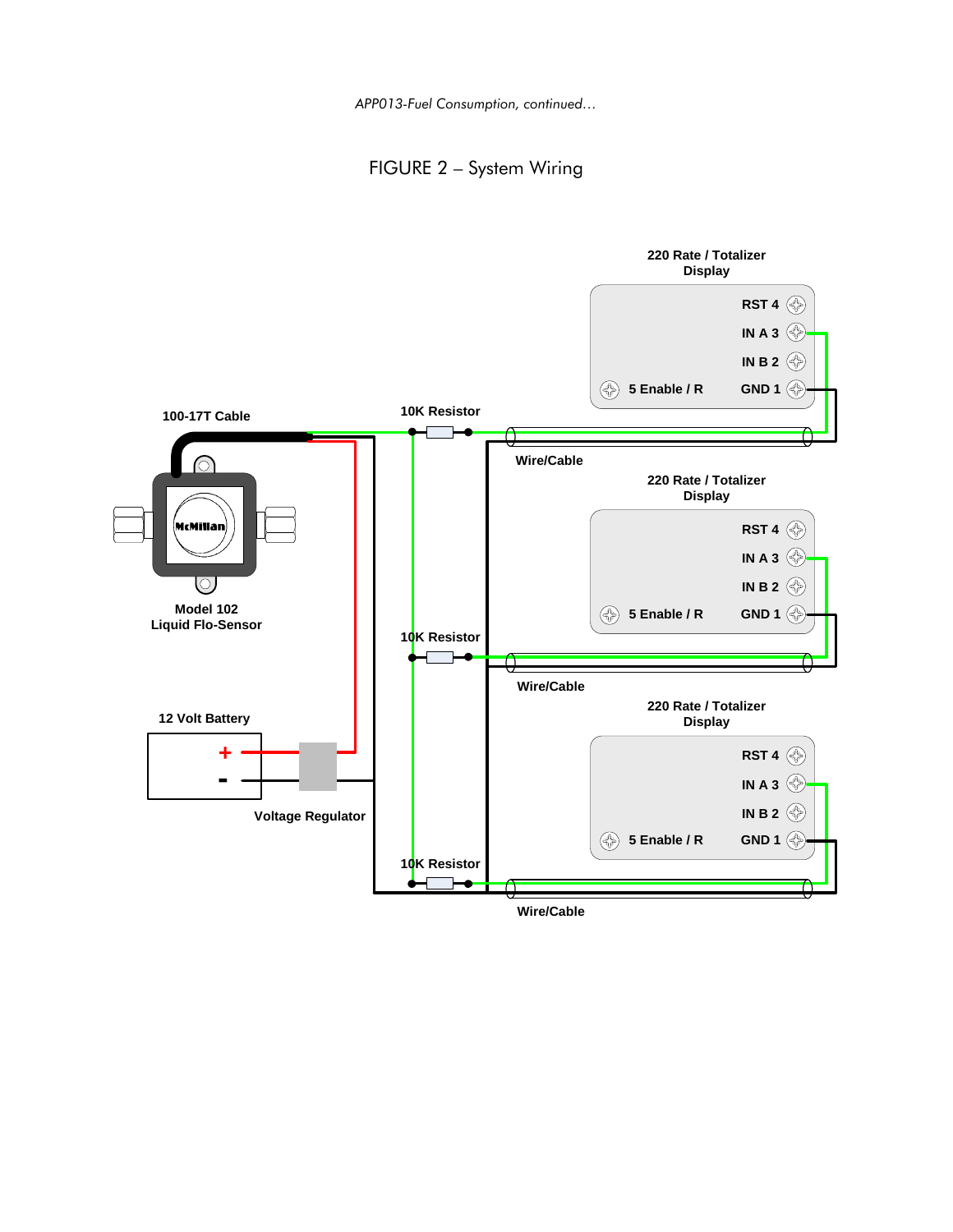*APP013-Fuel Consumption, continued…*

FIGURE 2 – System Wiring

220 Rate / Totalizer
Display

RST 4

IN A 3

IN B 2

5 Enable / R

GND 1

100-17T Cable

10K Resistor

Wire/Cable

220 Rate / Totalizer
Display

RST 4

IN A 3

IN B 2

5 Enable / R

GND 1

Model 102
Liquid Flo-Sensor

10K Resistor

Wire/Cable

12 Volt Battery

+

-

220 Rate / Totalizer
Display

RST 4

IN A 3

IN B 2

5 Enable / R

GND 1

Voltage Regulator

10K Resistor

Wire/Cable